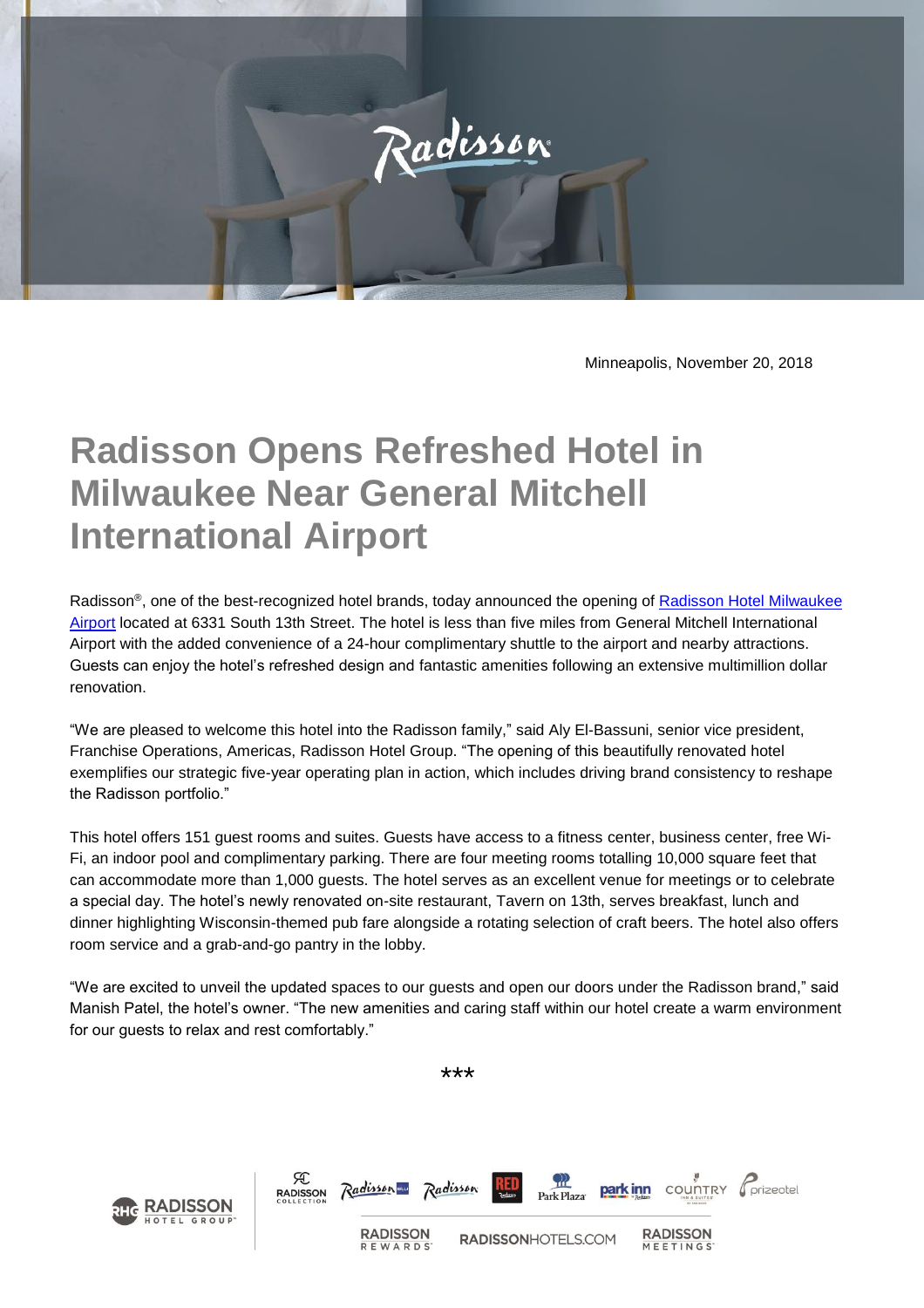Minneapolis, November 20, 2018

# Radisson Opens Refreshed Hotel in Milwaukee Near General Mitchell International Airport

Radisson®, one of the best-recognized hotel brands, today announced the opening of Radisson Hotel Milwaukee Airport located at 6331 South 13th Street. The hotel is less than five miles from General Mitchell International Airport with the added convenience of a 24-hour complimentary shuttle to the airport and nearby attractions. Guests can enjoy the hotel's refreshed design and fantastic amenities following an extensive multimillion dollar renovation.

"We are pleased to welcome this hotel into the Radisson family," said Aly El-Bassuni, senior vice president, Franchise Operations, Americas, Radisson Hotel Group. "The opening of this beautifully renovated hotel exemplifies our strategic five-year operating plan in action, which includes driving brand consistency to reshape the Radisson portfolio."

This hotel offers 151 guest rooms and suites. Guests have access to a fitness center, business center, free Wi-Fi, an indoor pool and complimentary parking. There are four meeting rooms totalling 10,000 square feet that can accommodate more than 1,000 guests. The hotel serves as an excellent venue for meetings or to celebrate a special day. The hotel's newly renovated on-site restaurant, Tavern on 13th, serves breakfast, lunch and dinner highlighting Wisconsin-themed pub fare alongside a rotating selection of craft beers. The hotel also offers room service and a grab-and-go pantry in the lobby.

"We are excited to unveil the updated spaces to our guests and open our doors under the Radisson brand," said Manish Patel, the hotel's owner. "The new amenities and caring staff within our hotel create a warm environment for our guests to relax and rest comfortably."

***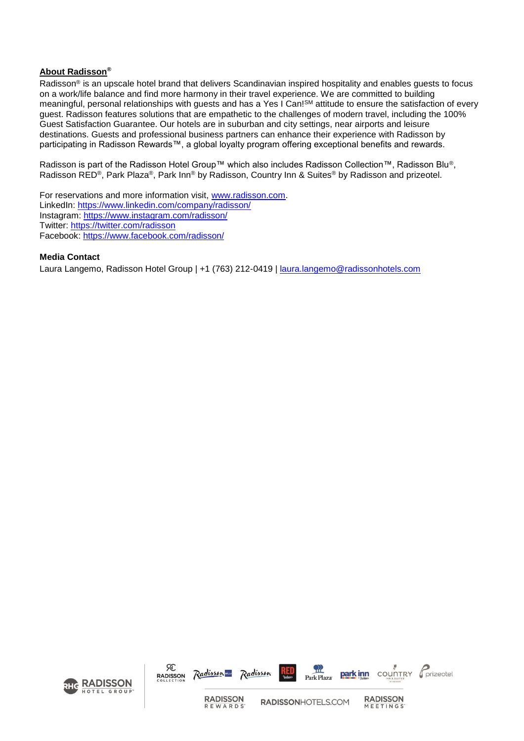**About Radisson®**

Radisson® is an upscale hotel brand that delivers Scandinavian inspired hospitality and enables guests to focus on a work/life balance and find more harmony in their travel experience. We are committed to building meaningful, personal relationships with guests and has a Yes I Can!℠ attitude to ensure the satisfaction of every guest. Radisson features solutions that are empathetic to the challenges of modern travel, including the 100% Guest Satisfaction Guarantee. Our hotels are in suburban and city settings, near airports and leisure destinations. Guests and professional business partners can enhance their experience with Radisson by participating in Radisson Rewards™, a global loyalty program offering exceptional benefits and rewards.

Radisson is part of the Radisson Hotel Group™ which also includes Radisson Collection™, Radisson Blu®, Radisson RED®, Park Plaza®, Park Inn® by Radisson, Country Inn & Suites® by Radisson and prizeotel.

For reservations and more information visit, www.radisson.com.
LinkedIn: https://www.linkedin.com/company/radisson/
Instagram: https://www.instagram.com/radisson/
Twitter: https://twitter.com/radisson
Facebook: https://www.facebook.com/radisson/

**Media Contact**

Laura Langemo, Radisson Hotel Group | +1 (763) 212-0419 | laura.langemo@radissonhotels.com